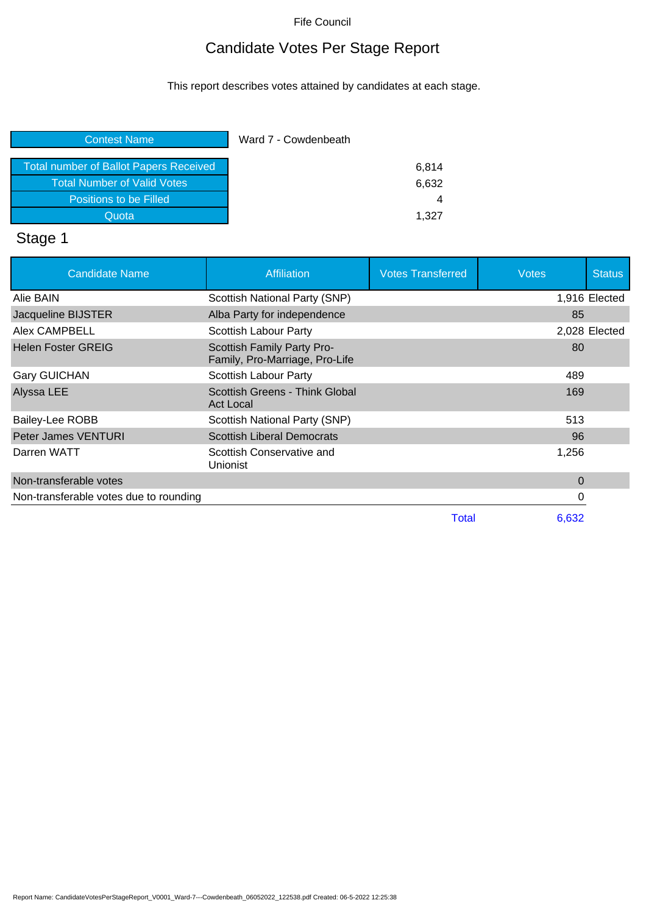Fife Council

# Candidate Votes Per Stage Report

This report describes votes attained by candidates at each stage.

| Contest Name | Ward 7 - Cowdenbeath |
|---|---|
| Total number of Ballot Papers Received | 6,814 |
| Total Number of Valid Votes | 6,632 |
| Positions to be Filled | 4 |
| Quota | 1,327 |

## Stage 1

| Candidate Name | Affiliation | Votes Transferred | Votes | Status |
|---|---|---|---|---|
| Alie BAIN | Scottish National Party (SNP) | | 1,916 | Elected |
| Jacqueline BIJSTER | Alba Party for independence | | 85 | |
| Alex CAMPBELL | Scottish Labour Party | | 2,028 | Elected |
| Helen Foster GREIG | Scottish Family Party Pro-Family, Pro-Marriage, Pro-Life | | 80 | |
| Gary GUICHAN | Scottish Labour Party | | 489 | |
| Alyssa LEE | Scottish Greens - Think Global Act Local | | 169 | |
| Bailey-Lee ROBB | Scottish National Party (SNP) | | 513 | |
| Peter James VENTURI | Scottish Liberal Democrats | | 96 | |
| Darren WATT | Scottish Conservative and Unionist | | 1,256 | |
| Non-transferable votes | | | 0 | |
| Non-transferable votes due to rounding | | | 0 | |
| | | Total | 6,632 | |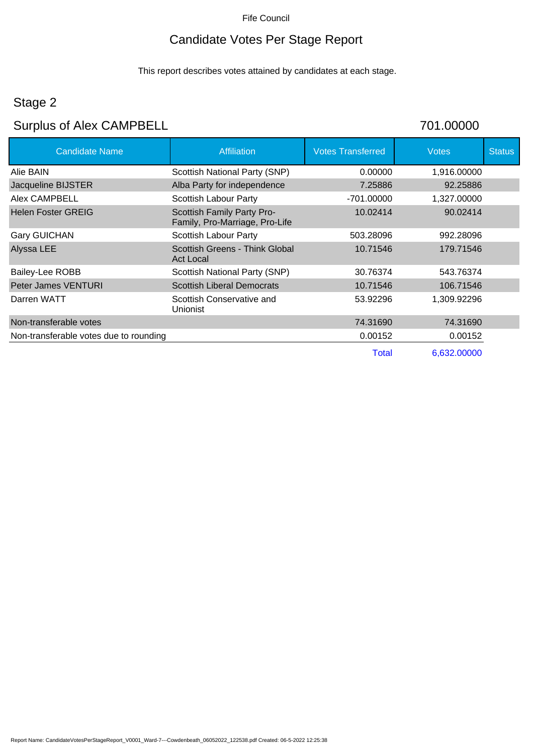Fife Council

# Candidate Votes Per Stage Report

This report describes votes attained by candidates at each stage.

## Stage 2

## Surplus of Alex CAMPBELL 701.00000

| Candidate Name | Affiliation | Votes Transferred | Votes | Status |
|---|---|---|---|---|
| Alie BAIN | Scottish National Party (SNP) | 0.00000 | 1,916.00000 | |
| Jacqueline BIJSTER | Alba Party for independence | 7.25886 | 92.25886 | |
| Alex CAMPBELL | Scottish Labour Party | -701.00000 | 1,327.00000 | |
| Helen Foster GREIG | Scottish Family Party Pro-Family, Pro-Marriage, Pro-Life | 10.02414 | 90.02414 | |
| Gary GUICHAN | Scottish Labour Party | 503.28096 | 992.28096 | |
| Alyssa LEE | Scottish Greens - Think Global Act Local | 10.71546 | 179.71546 | |
| Bailey-Lee ROBB | Scottish National Party (SNP) | 30.76374 | 543.76374 | |
| Peter James VENTURI | Scottish Liberal Democrats | 10.71546 | 106.71546 | |
| Darren WATT | Scottish Conservative and Unionist | 53.92296 | 1,309.92296 | |
| Non-transferable votes | | 74.31690 | 74.31690 | |
| Non-transferable votes due to rounding | | 0.00152 | 0.00152 | |
| | | Total | 6,632.00000 | |

Report Name: CandidateVotesPerStageReport_V0001_Ward-7---Cowdenbeath_06052022_122538.pdf Created: 06-5-2022 12:25:38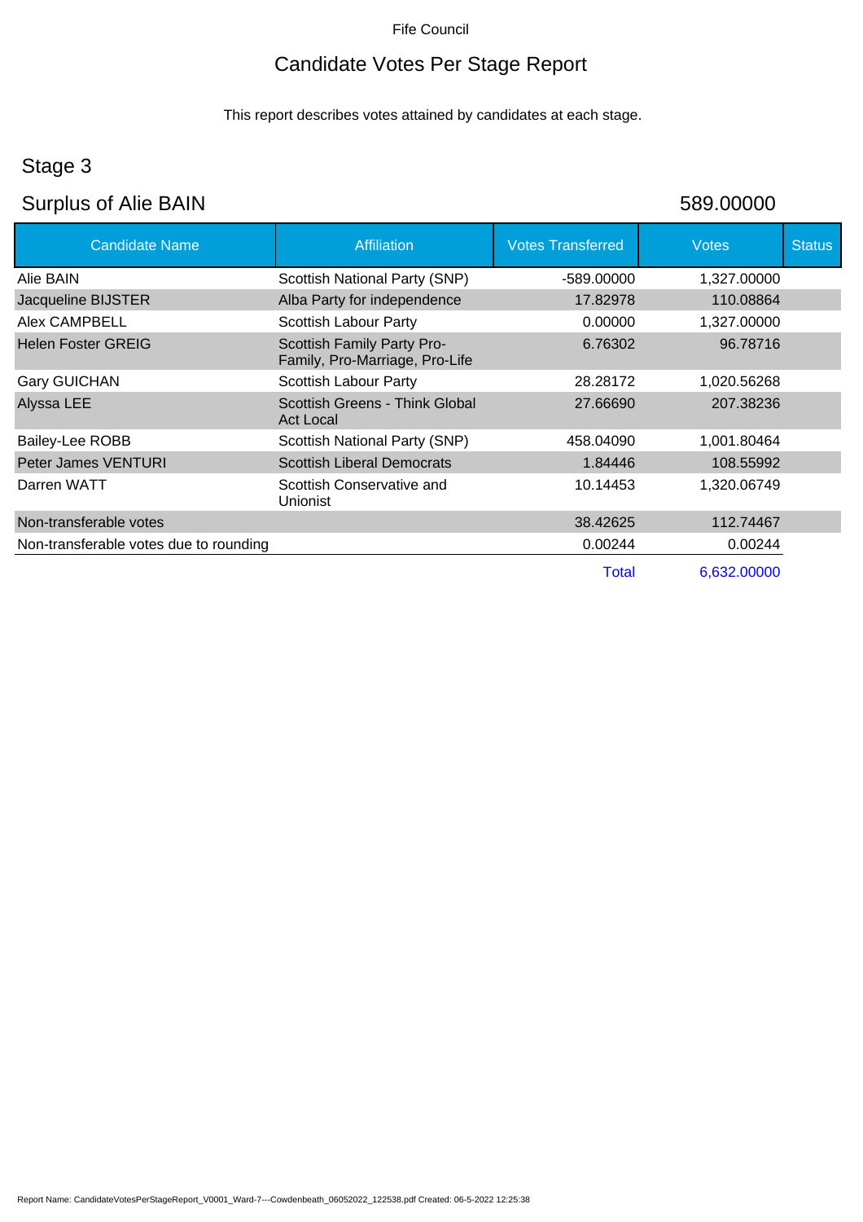Fife Council

# Candidate Votes Per Stage Report

This report describes votes attained by candidates at each stage.

## Stage 3

## Surplus of Alie BAIN 589.00000

| Candidate Name | Affiliation | Votes Transferred | Votes | Status |
|---|---|---|---|---|
| Alie BAIN | Scottish National Party (SNP) | -589.00000 | 1,327.00000 | |
| Jacqueline BIJSTER | Alba Party for independence | 17.82978 | 110.08864 | |
| Alex CAMPBELL | Scottish Labour Party | 0.00000 | 1,327.00000 | |
| Helen Foster GREIG | Scottish Family Party Pro-Family, Pro-Marriage, Pro-Life | 6.76302 | 96.78716 | |
| Gary GUICHAN | Scottish Labour Party | 28.28172 | 1,020.56268 | |
| Alyssa LEE | Scottish Greens - Think Global Act Local | 27.66690 | 207.38236 | |
| Bailey-Lee ROBB | Scottish National Party (SNP) | 458.04090 | 1,001.80464 | |
| Peter James VENTURI | Scottish Liberal Democrats | 1.84446 | 108.55992 | |
| Darren WATT | Scottish Conservative and Unionist | 10.14453 | 1,320.06749 | |
| Non-transferable votes | | 38.42625 | 112.74467 | |
| Non-transferable votes due to rounding | | 0.00244 | 0.00244 | |
| | | Total | 6,632.00000 | |

Report Name: CandidateVotesPerStageReport_V0001_Ward-7---Cowdenbeath_06052022_122538.pdf Created: 06-5-2022 12:25:38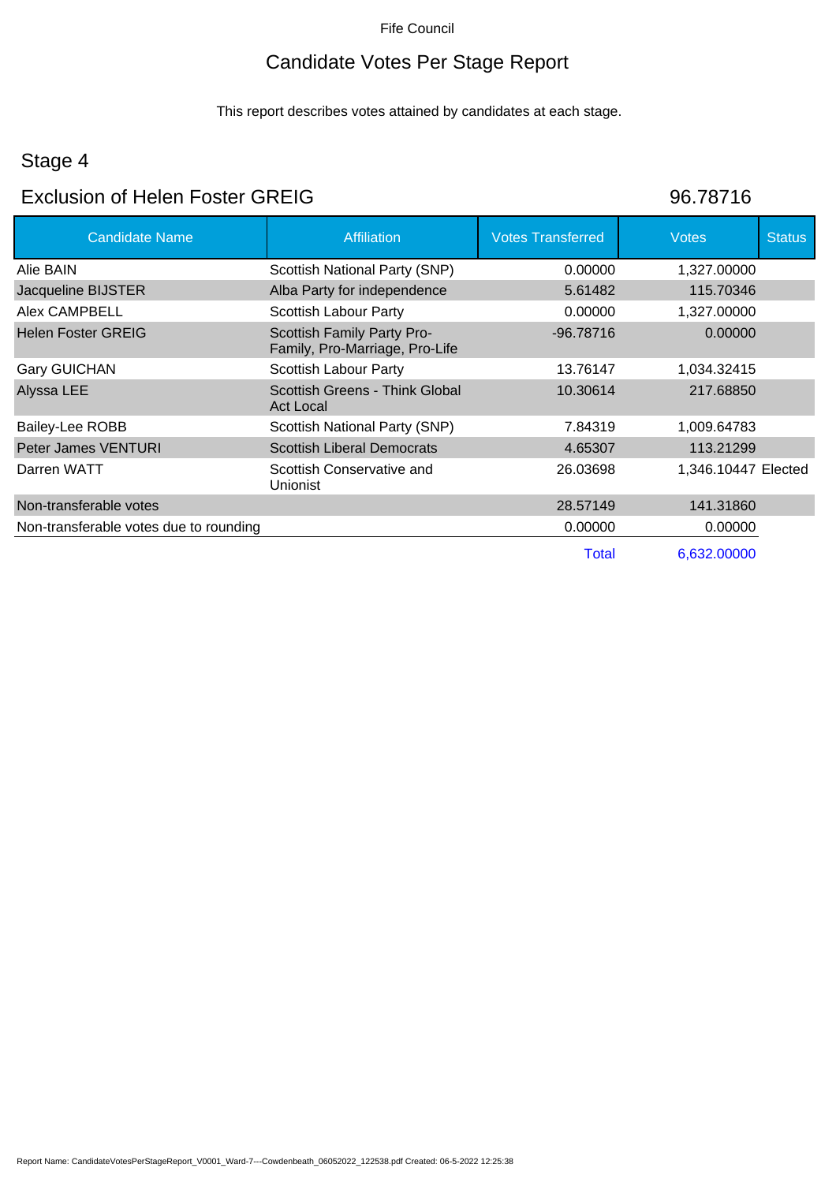Fife Council

# Candidate Votes Per Stage Report

This report describes votes attained by candidates at each stage.

## Stage 4

## Exclusion of Helen Foster GREIG 96.78716

| Candidate Name | Affiliation | Votes Transferred | Votes | Status |
|---|---|---|---|---|
| Alie BAIN | Scottish National Party (SNP) | 0.00000 | 1,327.00000 | |
| Jacqueline BIJSTER | Alba Party for independence | 5.61482 | 115.70346 | |
| Alex CAMPBELL | Scottish Labour Party | 0.00000 | 1,327.00000 | |
| Helen Foster GREIG | Scottish Family Party Pro-Family, Pro-Marriage, Pro-Life | -96.78716 | 0.00000 | |
| Gary GUICHAN | Scottish Labour Party | 13.76147 | 1,034.32415 | |
| Alyssa LEE | Scottish Greens - Think Global Act Local | 10.30614 | 217.68850 | |
| Bailey-Lee ROBB | Scottish National Party (SNP) | 7.84319 | 1,009.64783 | |
| Peter James VENTURI | Scottish Liberal Democrats | 4.65307 | 113.21299 | |
| Darren WATT | Scottish Conservative and Unionist | 26.03698 | 1,346.10447 | Elected |
| Non-transferable votes | | 28.57149 | 141.31860 | |
| Non-transferable votes due to rounding | | 0.00000 | 0.00000 | |
| | | Total | 6,632.00000 | |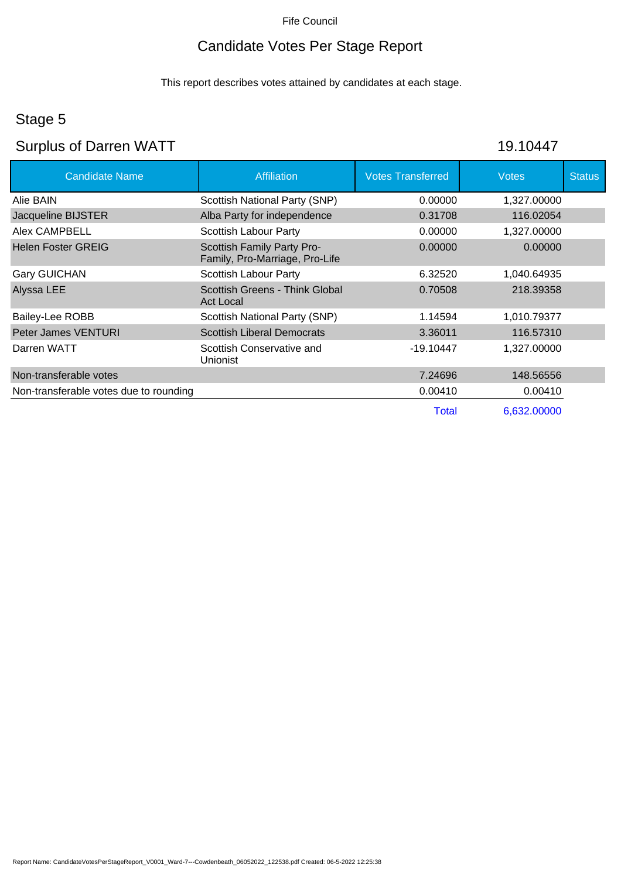Fife Council

# Candidate Votes Per Stage Report

This report describes votes attained by candidates at each stage.

## Stage 5

## Surplus of Darren WATT 19.10447

| Candidate Name | Affiliation | Votes Transferred | Votes | Status |
|---|---|---|---|---|
| Alie BAIN | Scottish National Party (SNP) | 0.00000 | 1,327.00000 | |
| Jacqueline BIJSTER | Alba Party for independence | 0.31708 | 116.02054 | |
| Alex CAMPBELL | Scottish Labour Party | 0.00000 | 1,327.00000 | |
| Helen Foster GREIG | Scottish Family Party Pro-Family, Pro-Marriage, Pro-Life | 0.00000 | 0.00000 | |
| Gary GUICHAN | Scottish Labour Party | 6.32520 | 1,040.64935 | |
| Alyssa LEE | Scottish Greens - Think Global Act Local | 0.70508 | 218.39358 | |
| Bailey-Lee ROBB | Scottish National Party (SNP) | 1.14594 | 1,010.79377 | |
| Peter James VENTURI | Scottish Liberal Democrats | 3.36011 | 116.57310 | |
| Darren WATT | Scottish Conservative and Unionist | -19.10447 | 1,327.00000 | |
| Non-transferable votes | | 7.24696 | 148.56556 | |
| Non-transferable votes due to rounding | | 0.00410 | 0.00410 | |
| | | Total | 6,632.00000 | |

Report Name: CandidateVotesPerStageReport_V0001_Ward-7---Cowdenbeath_06052022_122538.pdf Created: 06-5-2022 12:25:38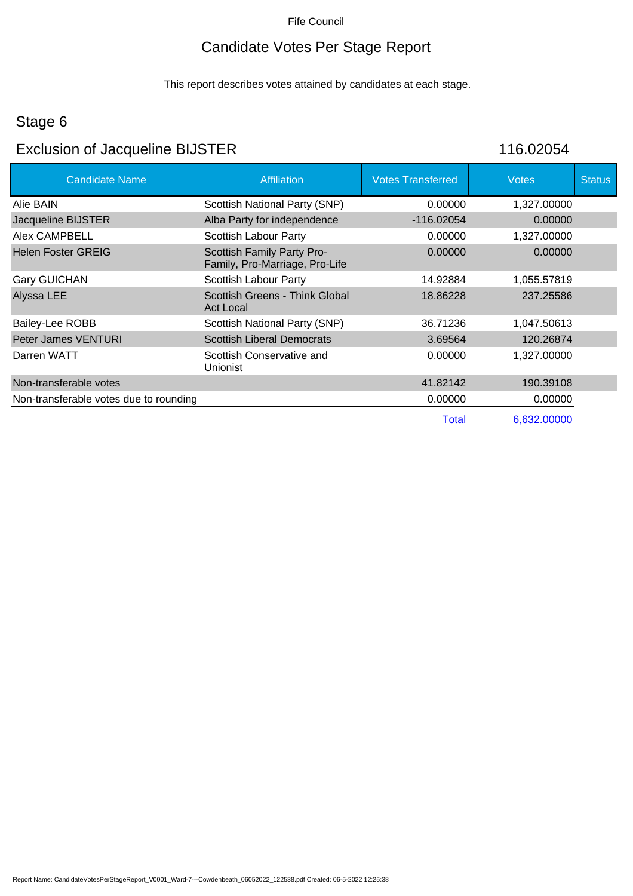Fife Council

# Candidate Votes Per Stage Report

This report describes votes attained by candidates at each stage.

## Stage 6

## Exclusion of Jacqueline BIJSTER 116.02054

| Candidate Name | Affiliation | Votes Transferred | Votes | Status |
|---|---|---|---|---|
| Alie BAIN | Scottish National Party (SNP) | 0.00000 | 1,327.00000 | |
| Jacqueline BIJSTER | Alba Party for independence | -116.02054 | 0.00000 | |
| Alex CAMPBELL | Scottish Labour Party | 0.00000 | 1,327.00000 | |
| Helen Foster GREIG | Scottish Family Party Pro-Family, Pro-Marriage, Pro-Life | 0.00000 | 0.00000 | |
| Gary GUICHAN | Scottish Labour Party | 14.92884 | 1,055.57819 | |
| Alyssa LEE | Scottish Greens - Think Global Act Local | 18.86228 | 237.25586 | |
| Bailey-Lee ROBB | Scottish National Party (SNP) | 36.71236 | 1,047.50613 | |
| Peter James VENTURI | Scottish Liberal Democrats | 3.69564 | 120.26874 | |
| Darren WATT | Scottish Conservative and Unionist | 0.00000 | 1,327.00000 | |
| Non-transferable votes | | 41.82142 | 190.39108 | |
| Non-transferable votes due to rounding | | 0.00000 | 0.00000 | |
| | | Total | 6,632.00000 | |

Report Name: CandidateVotesPerStageReport_V0001_Ward-7---Cowdenbeath_06052022_122538.pdf Created: 06-5-2022 12:25:38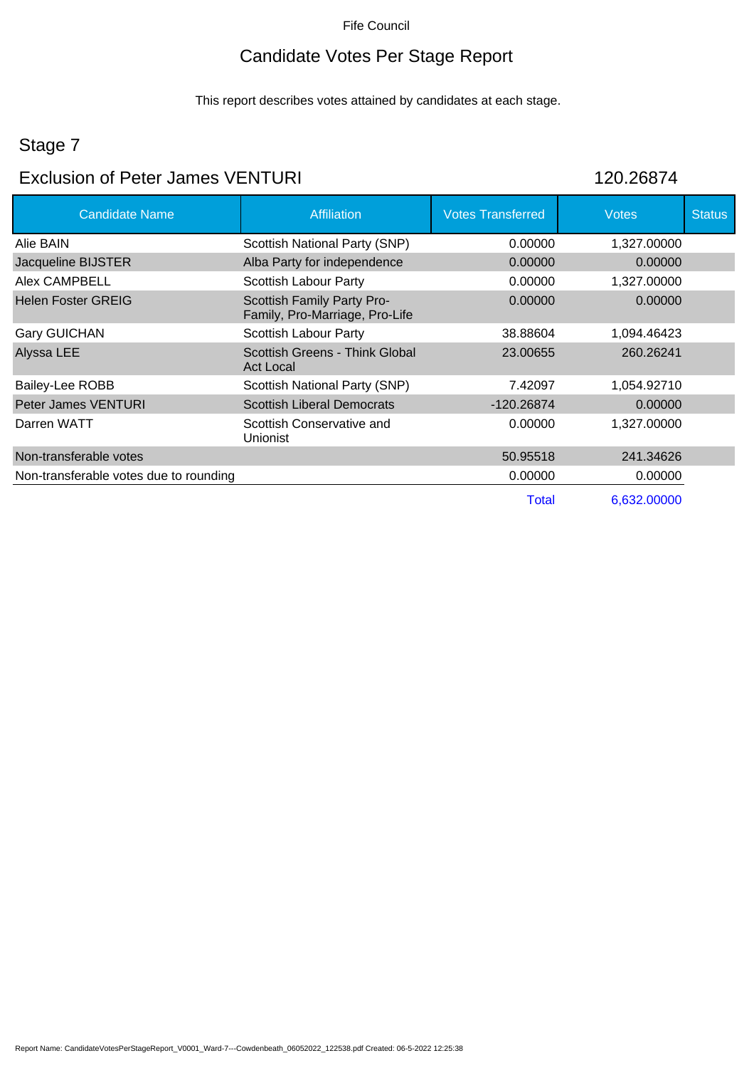Fife Council

# Candidate Votes Per Stage Report

This report describes votes attained by candidates at each stage.

## Stage 7

## Exclusion of Peter James VENTURI 120.26874

| Candidate Name | Affiliation | Votes Transferred | Votes | Status |
|---|---|---|---|---|
| Alie BAIN | Scottish National Party (SNP) | 0.00000 | 1,327.00000 | |
| Jacqueline BIJSTER | Alba Party for independence | 0.00000 | 0.00000 | |
| Alex CAMPBELL | Scottish Labour Party | 0.00000 | 1,327.00000 | |
| Helen Foster GREIG | Scottish Family Party Pro-Family, Pro-Marriage, Pro-Life | 0.00000 | 0.00000 | |
| Gary GUICHAN | Scottish Labour Party | 38.88604 | 1,094.46423 | |
| Alyssa LEE | Scottish Greens - Think Global Act Local | 23.00655 | 260.26241 | |
| Bailey-Lee ROBB | Scottish National Party (SNP) | 7.42097 | 1,054.92710 | |
| Peter James VENTURI | Scottish Liberal Democrats | -120.26874 | 0.00000 | |
| Darren WATT | Scottish Conservative and Unionist | 0.00000 | 1,327.00000 | |
| Non-transferable votes | | 50.95518 | 241.34626 | |
| Non-transferable votes due to rounding | | 0.00000 | 0.00000 | |
| | | Total | 6,632.00000 | |

Report Name: CandidateVotesPerStageReport_V0001_Ward-7---Cowdenbeath_06052022_122538.pdf Created: 06-5-2022 12:25:38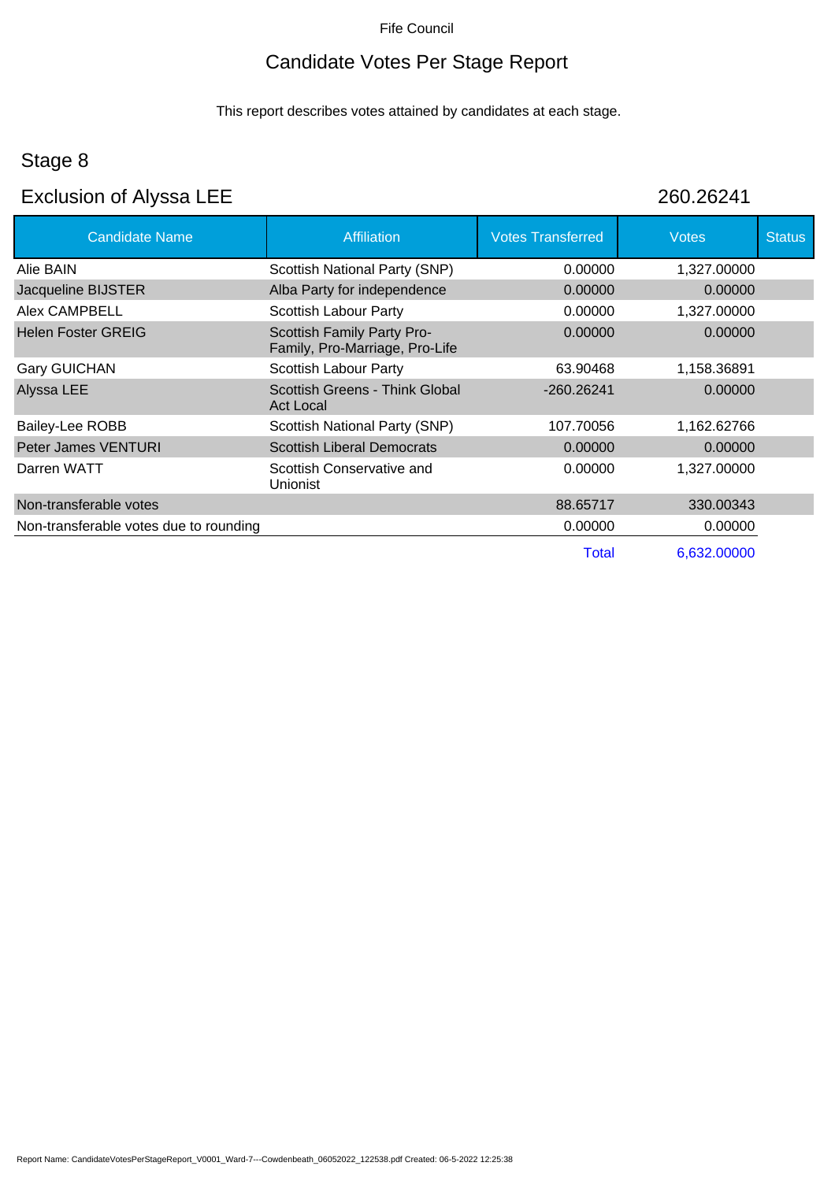Fife Council

# Candidate Votes Per Stage Report

This report describes votes attained by candidates at each stage.

## Stage 8

## Exclusion of Alyssa LEE 260.26241

| Candidate Name | Affiliation | Votes Transferred | Votes | Status |
|---|---|---|---|---|
| Alie BAIN | Scottish National Party (SNP) | 0.00000 | 1,327.00000 | |
| Jacqueline BIJSTER | Alba Party for independence | 0.00000 | 0.00000 | |
| Alex CAMPBELL | Scottish Labour Party | 0.00000 | 1,327.00000 | |
| Helen Foster GREIG | Scottish Family Party Pro-Family, Pro-Marriage, Pro-Life | 0.00000 | 0.00000 | |
| Gary GUICHAN | Scottish Labour Party | 63.90468 | 1,158.36891 | |
| Alyssa LEE | Scottish Greens - Think Global Act Local | -260.26241 | 0.00000 | |
| Bailey-Lee ROBB | Scottish National Party (SNP) | 107.70056 | 1,162.62766 | |
| Peter James VENTURI | Scottish Liberal Democrats | 0.00000 | 0.00000 | |
| Darren WATT | Scottish Conservative and Unionist | 0.00000 | 1,327.00000 | |
| Non-transferable votes | | 88.65717 | 330.00343 | |
| Non-transferable votes due to rounding | | 0.00000 | 0.00000 | |
| | | Total | 6,632.00000 | |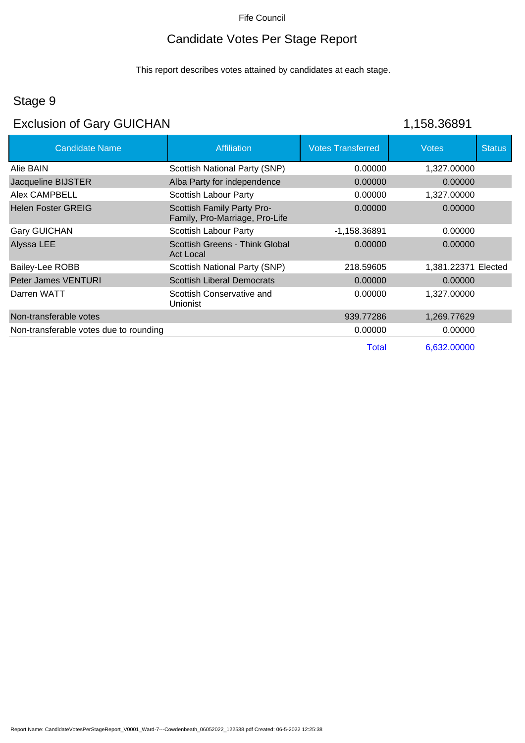Fife Council

# Candidate Votes Per Stage Report

This report describes votes attained by candidates at each stage.

## Stage 9

## Exclusion of Gary GUICHAN — 1,158.36891

| Candidate Name | Affiliation | Votes Transferred | Votes | Status |
|---|---|---|---|---|
| Alie BAIN | Scottish National Party (SNP) | 0.00000 | 1,327.00000 | |
| Jacqueline BIJSTER | Alba Party for independence | 0.00000 | 0.00000 | |
| Alex CAMPBELL | Scottish Labour Party | 0.00000 | 1,327.00000 | |
| Helen Foster GREIG | Scottish Family Party Pro-Family, Pro-Marriage, Pro-Life | 0.00000 | 0.00000 | |
| Gary GUICHAN | Scottish Labour Party | -1,158.36891 | 0.00000 | |
| Alyssa LEE | Scottish Greens - Think Global Act Local | 0.00000 | 0.00000 | |
| Bailey-Lee ROBB | Scottish National Party (SNP) | 218.59605 | 1,381.22371 | Elected |
| Peter James VENTURI | Scottish Liberal Democrats | 0.00000 | 0.00000 | |
| Darren WATT | Scottish Conservative and Unionist | 0.00000 | 1,327.00000 | |
| Non-transferable votes | | 939.77286 | 1,269.77629 | |
| Non-transferable votes due to rounding | | 0.00000 | 0.00000 | |
| | | Total | 6,632.00000 | |